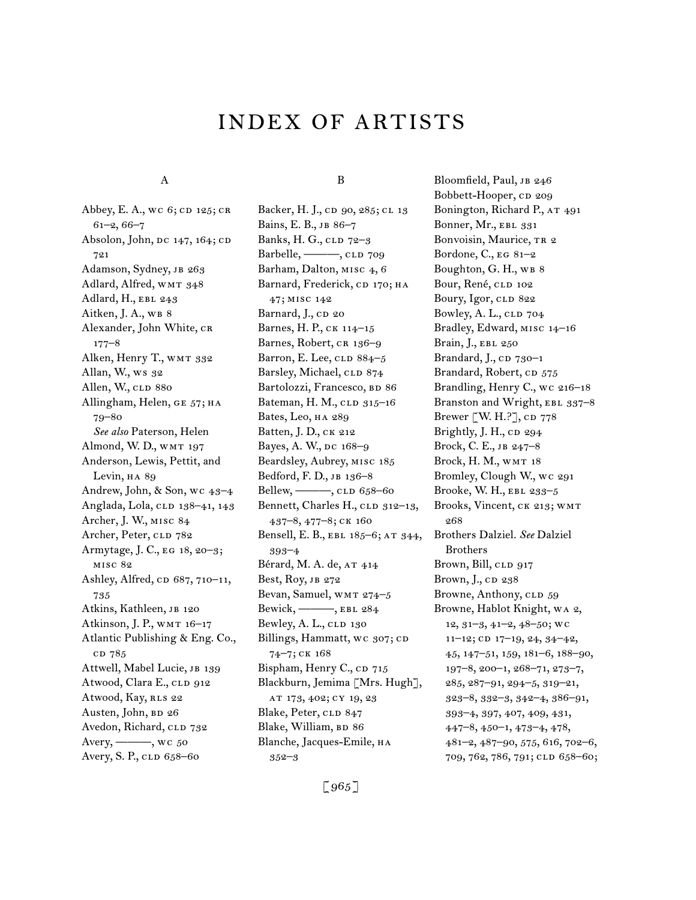# INDEX OF ARTISTS

## A

Abbey, E. A., WC 6; CD 125; CR 61–2, 66–7
Absolon, John, DC 147, 164; CD 721
Adamson, Sydney, JB 263
Adlard, Alfred, WMT 348
Adlard, H., EBL 243
Aitken, J. A., WB 8
Alexander, John White, CR 177–8
Alken, Henry T., WMT 332
Allan, W., WS 32
Allen, W., CLD 880
Allingham, Helen, GE 57; HA 79–80
*See also* Paterson, Helen
Almond, W. D., WMT 197
Anderson, Lewis, Pettit, and Levin, HA 89
Andrew, John, & Son, WC 43–4
Anglada, Lola, CLD 138–41, 143
Archer, J. W., MISC 84
Archer, Peter, CLD 782
Armytage, J. C., EG 18, 20–3; MISC 82
Ashley, Alfred, CD 687, 710–11, 735
Atkins, Kathleen, JB 120
Atkinson, J. P., WMT 16–17
Atlantic Publishing & Eng. Co., CD 785
Attwell, Mabel Lucie, JB 139
Atwood, Clara E., CLD 912
Atwood, Kay, RLS 22
Austen, John, BD 26
Avedon, Richard, CLD 732
Avery, ———, WC 50
Avery, S. P., CLD 658–60

## B

Backer, H. J., CD 90, 285; CL 13
Bains, E. B., JB 86–7
Banks, H. G., CLD 72–3
Barbelle, ———, CLD 709
Barham, Dalton, MISC 4, 6
Barnard, Frederick, CD 170; HA 47; MISC 142
Barnard, J., CD 20
Barnes, H. P., CK 114–15
Barnes, Robert, CR 136–9
Barron, E. Lee, CLD 884–5
Barsley, Michael, CLD 874
Bartolozzi, Francesco, BD 86
Bateman, H. M., CLD 315–16
Bates, Leo, HA 289
Batten, J. D., CK 212
Bayes, A. W., DC 168–9
Beardsley, Aubrey, MISC 185
Bedford, F. D., JB 136–8
Bellew, ———, CLD 658–60
Bennett, Charles H., CLD 312–13, 437–8, 477–8; CK 160
Bensell, E. B., EBL 185–6; AT 344, 393–4
Bérard, M. A. de, AT 414
Best, Roy, JB 272
Bevan, Samuel, WMT 274–5
Bewick, ———, EBL 284
Bewley, A. L., CLD 130
Billings, Hammatt, WC 307; CD 74–7; CK 168
Bispham, Henry C., CD 715
Blackburn, Jemima [Mrs. Hugh], AT 173, 402; CY 19, 23
Blake, Peter, CLD 847
Blake, William, BD 86
Blanche, Jacques-Emile, HA 352–3
Bloomfield, Paul, JB 246
Bobbett-Hooper, CD 209
Bonington, Richard P., AT 491
Bonner, Mr., EBL 331
Bonvoisin, Maurice, TR 2
Bordone, C., EG 81–2
Boughton, G. H., WB 8
Bour, René, CLD 102
Boury, Igor, CLD 822
Bowley, A. L., CLD 704
Bradley, Edward, MISC 14–16
Brain, J., EBL 250
Brandard, J., CD 730–1
Brandard, Robert, CD 575
Brandling, Henry C., WC 216–18
Branston and Wright, EBL 337–8
Brewer [W. H.?], CD 778
Brightly, J. H., CD 294
Brock, C. E., JB 247–8
Brock, H. M., WMT 18
Bromley, Clough W., WC 291
Brooke, W. H., EBL 233–5
Brooks, Vincent, CK 213; WMT 268
Brothers Dalziel. *See* Dalziel Brothers
Brown, Bill, CLD 917
Brown, J., CD 238
Browne, Anthony, CLD 59
Browne, Hablot Knight, WA 2, 12, 31–3, 41–2, 48–50; WC 11–12; CD 17–19, 24, 34–42, 45, 147–51, 159, 181–6, 188–90, 197–8, 200–1, 268–71, 273–7, 285, 287–91, 294–5, 319–21, 323–8, 332–3, 342–4, 386–91, 393–4, 397, 407, 409, 431, 447–8, 450–1, 473–4, 478, 481–2, 487–90, 575, 616, 702–6, 709, 762, 786, 791; CLD 658–60;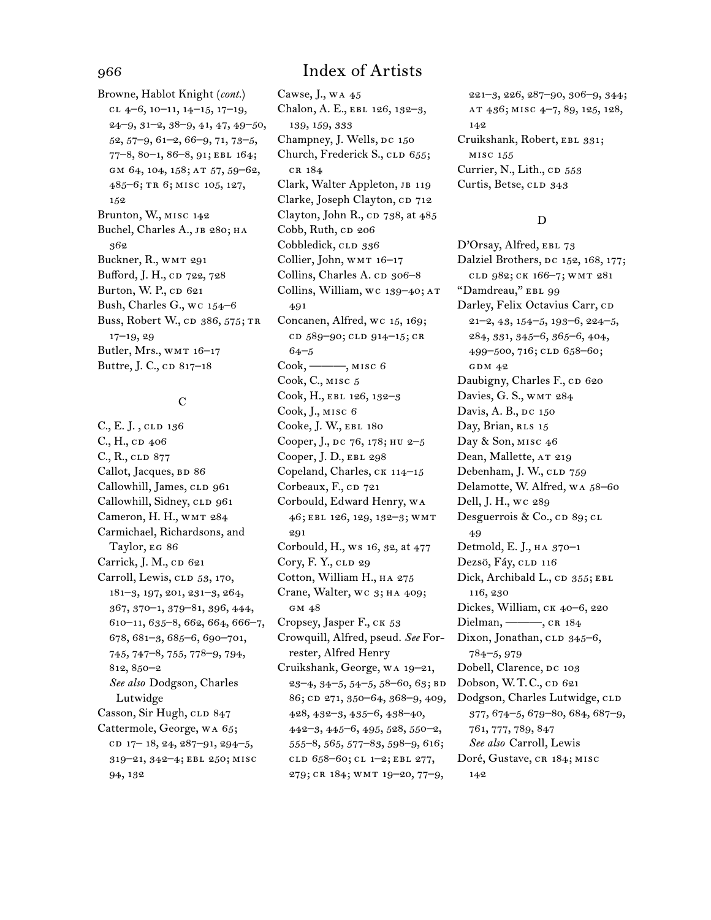# Index of Artists

Browne, Hablot Knight (*cont.*)
cl 4–6, 10–11, 14–15, 17–19, 24–9, 31–2, 38–9, 41, 47, 49–50, 52, 57–9, 61–2, 66–9, 71, 73–5, 77–8, 80–1, 86–8, 91; ebl 164; gm 64, 104, 158; at 57, 59–62, 485–6; tr 6; misc 105, 127, 152
Brunton, W., misc 142
Buchel, Charles A., jb 280; ha 362
Buckner, R., wmt 291
Bufford, J. H., cd 722, 728
Burton, W. P., cd 621
Bush, Charles G., wc 154–6
Buss, Robert W., cd 386, 575; tr 17–19, 29
Butler, Mrs., wmt 16–17
Buttre, J. C., cd 817–18

## C

C., E. J. , cld 136
C., H., cd 406
C., R., cld 877
Callot, Jacques, bd 86
Callowhill, James, cld 961
Callowhill, Sidney, cld 961
Cameron, H. H., wmt 284
Carmichael, Richardsons, and Taylor, eg 86
Carrick, J. M., cd 621
Carroll, Lewis, cld 53, 170, 181–3, 197, 201, 231–3, 264, 367, 370–1, 379–81, 396, 444, 610–11, 635–8, 662, 664, 666–7, 678, 681–3, 685–6, 690–701, 745, 747–8, 755, 778–9, 794, 812, 850–2
*See also* Dodgson, Charles Lutwidge
Casson, Sir Hugh, cld 847
Cattermole, George, wa 65; cd 17– 18, 24, 287–91, 294–5, 319–21, 342–4; ebl 250; misc 94, 132
Cawse, J., wa 45
Chalon, A. E., ebl 126, 132–3, 139, 159, 333
Champney, J. Wells, dc 150
Church, Frederick S., cld 655; cr 184
Clark, Walter Appleton, jb 119
Clarke, Joseph Clayton, cd 712
Clayton, John R., cd 738, at 485
Cobb, Ruth, cd 206
Cobbledick, cld 336
Collier, John, wmt 16–17
Collins, Charles A. cd 306–8
Collins, William, wc 139–40; at 491
Concanen, Alfred, wc 15, 169; cd 589–90; cld 914–15; cr 64–5
Cook, ———, misc 6
Cook, C., misc 5
Cook, H., ebl 126, 132–3
Cook, J., misc 6
Cooke, J. W., ebl 180
Cooper, J., dc 76, 178; hu 2–5
Cooper, J. D., ebl 298
Copeland, Charles, ck 114–15
Corbeaux, F., cd 721
Corbould, Edward Henry, wa 46; ebl 126, 129, 132–3; wmt 291
Corbould, H., ws 16, 32, at 477
Cory, F. Y., cld 29
Cotton, William H., ha 275
Crane, Walter, wc 3; ha 409; gm 48
Cropsey, Jasper F., ck 53
Crowquill, Alfred, pseud. *See* Forrester, Alfred Henry
Cruikshank, George, wa 19–21, 23–4, 34–5, 54–5, 58–60, 63; bd 86; cd 271, 350–64, 368–9, 409, 428, 432–3, 435–6, 438–40, 442–3, 445–6, 495, 528, 550–2, 555–8, 565, 577–83, 598–9, 616; cld 658–60; cl 1–2; ebl 277, 279; cr 184; wmt 19–20, 77–9, 221–3, 226, 287–90, 306–9, 344; at 436; misc 4–7, 89, 125, 128, 142
Cruikshank, Robert, ebl 331; misc 155
Currier, N., Lith., cd 553
Curtis, Betse, cld 343

## D

D'Orsay, Alfred, ebl 73
Dalziel Brothers, dc 152, 168, 177; cld 982; ck 166–7; wmt 281
"Damdreau," ebl 99
Darley, Felix Octavius Carr, cd 21–2, 43, 154–5, 193–6, 224–5, 284, 331, 345–6, 365–6, 404, 499–500, 716; cld 658–60; gdm 42
Daubigny, Charles F., cd 620
Davies, G. S., wmt 284
Davis, A. B., dc 150
Day, Brian, rls 15
Day & Son, misc 46
Dean, Mallette, at 219
Debenham, J. W., cld 759
Delamotte, W. Alfred, wa 58–60
Dell, J. H., wc 289
Desguerrois & Co., cd 89; cl 49
Detmold, E. J., ha 370–1
Dezsö, Fáy, cld 116
Dick, Archibald L., cd 355; ebl 116, 230
Dickes, William, ck 40–6, 220
Dielman, ———, cr 184
Dixon, Jonathan, cld 345–6, 784–5, 979
Dobell, Clarence, dc 103
Dobson, W. T. C., cd 621
Dodgson, Charles Lutwidge, cld 377, 674–5, 679–80, 684, 687–9, 761, 777, 789, 847
*See also* Carroll, Lewis
Doré, Gustave, cr 184; misc 142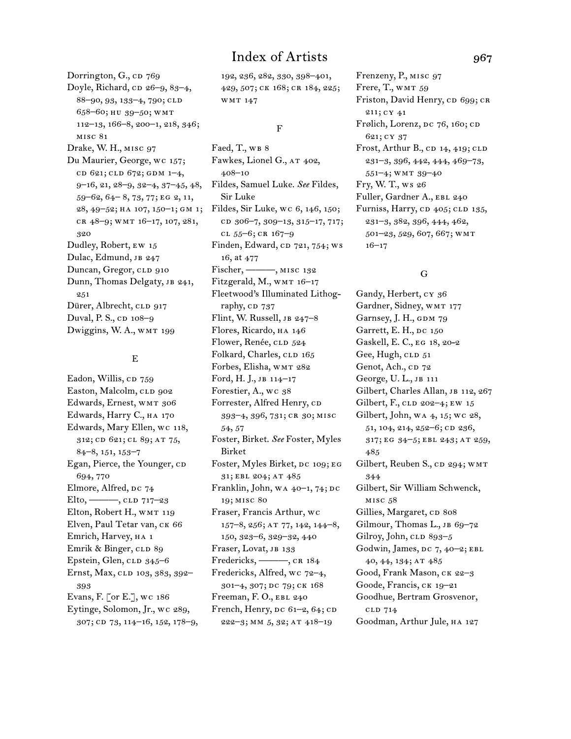Dorrington, G., CD 769

Doyle, Richard, CD 26–9, 83–4, 88–90, 93, 133–4, 790; CLD 658–60; HU 39–50; WMT 112–13, 166–8, 200–1, 218, 346; MISC 81

Drake, W. H., MISC 97

Du Maurier, George, WC 157; CD 621; CLD 672; GDM 1–4, 9–16, 21, 28–9, 32–4, 37–45, 48, 59–62, 64– 8, 73, 77; EG 2, 11, 28, 49–52; HA 107, 150–1; GM 1; CR 48–9; WMT 16–17, 107, 281, 320

Dudley, Robert, EW 15

Dulac, Edmund, JB 247

Duncan, Gregor, CLD 910

Dunn, Thomas Delgaty, JB 241, 251

Dürer, Albrecht, CLD 917

Duval, P. S., CD 108–9

Dwiggins, W. A., WMT 199

## E

Eadon, Willis, CD 759

Easton, Malcolm, CLD 902

Edwards, Ernest, WMT 306

Edwards, Harry C., HA 170

Edwards, Mary Ellen, WC 118, 312; CD 621; CL 89; AT 75, 84–8, 151, 153–7

Egan, Pierce, the Younger, CD 694, 770

Elmore, Alfred, DC 74

Elto, ———, CLD 717–23

Elton, Robert H., WMT 119

Elven, Paul Tetar van, CK 66

Emrich, Harvey, HA 1

Emrik & Binger, CLD 89

Epstein, Glen, CLD 345–6

Ernst, Max, CLD 103, 383, 392–393

Evans, F. [or E.], WC 186

Eytinge, Solomon, Jr., WC 289, 307; CD 73, 114–16, 152, 178–9, 192, 236, 282, 330, 398–401, 429, 507; CK 168; CR 184, 225; WMT 147

## F

Faed, T., WB 8

Fawkes, Lionel G., AT 402, 408–10

Fildes, Samuel Luke. *See* Fildes, Sir Luke

Fildes, Sir Luke, WC 6, 146, 150; CD 306–7, 309–13, 315–17, 717; CL 55–6; CR 167–9

Finden, Edward, CD 721, 754; WS 16, AT 477

Fischer, ———, MISC 132

Fitzgerald, M., WMT 16–17

Fleetwood's Illuminated Lithography, CD 737

Flint, W. Russell, JB 247–8

Flores, Ricardo, HA 146

Flower, Renée, CLD 524

Folkard, Charles, CLD 165

Forbes, Elisha, WMT 282

Ford, H. J., JB 114–17

Forestier, A., WC 38

Forrester, Alfred Henry, CD 393–4, 396, 731; CR 30; MISC 54, 57

Foster, Birket. *See* Foster, Myles Birket

Foster, Myles Birket, DC 109; EG 31; EBL 204; AT 485

Franklin, John, WA 40–1, 74; DC 19; MISC 80

Fraser, Francis Arthur, WC 157–8, 256; AT 77, 142, 144–8, 150, 323–6, 329–32, 440

Fraser, Lovat, JB 133

Fredericks, ———, CR 184

Fredericks, Alfred, WC 72–4, 301–4, 307; DC 79; CK 168

Freeman, F. O., EBL 240

French, Henry, DC 61–2, 64; CD 222–3; MM 5, 32; AT 418–19

Frenzeny, P., MISC 97

Frere, T., WMT 59

Friston, David Henry, CD 699; CR 211; CY 41

Frølich, Lorenz, DC 76, 160; CD 621; CY 37

Frost, Arthur B., CD 14, 419; CLD 231–3, 396, 442, 444, 469–73, 551–4; WMT 39–40

Fry, W. T., WS 26

Fuller, Gardner A., EBL 240

Furniss, Harry, CD 405; CLD 135, 231–3, 382, 396, 444, 462, 501–23, 529, 607, 667; WMT 16–17

## G

Gandy, Herbert, CY 36

Gardner, Sidney, WMT 177

Garnsey, J. H., GDM 79

Garrett, E. H., DC 150

Gaskell, E. C., EG 18, 20–2

Gee, Hugh, CLD 51

Genot, Ach., CD 72

George, U. L., JB 111

Gilbert, Charles Allan, JB 112, 267

Gilbert, F., CLD 202–4; EW 15

Gilbert, John, WA 4, 15; WC 28, 51, 104, 214, 252–6; CD 236, 317; EG 34–5; EBL 243; AT 259, 485

Gilbert, Reuben S., CD 294; WMT 344

Gilbert, Sir William Schwenck, MISC 58

Gillies, Margaret, CD 808

Gilmour, Thomas L., JB 69–72

Gilroy, John, CLD 893–5

Godwin, James, DC 7, 40–2; EBL 40, 44, 134; AT 485

Good, Frank Mason, CK 22–3

Goode, Francis, CK 19–21

Goodhue, Bertram Grosvenor, CLD 714

Goodman, Arthur Jule, HA 127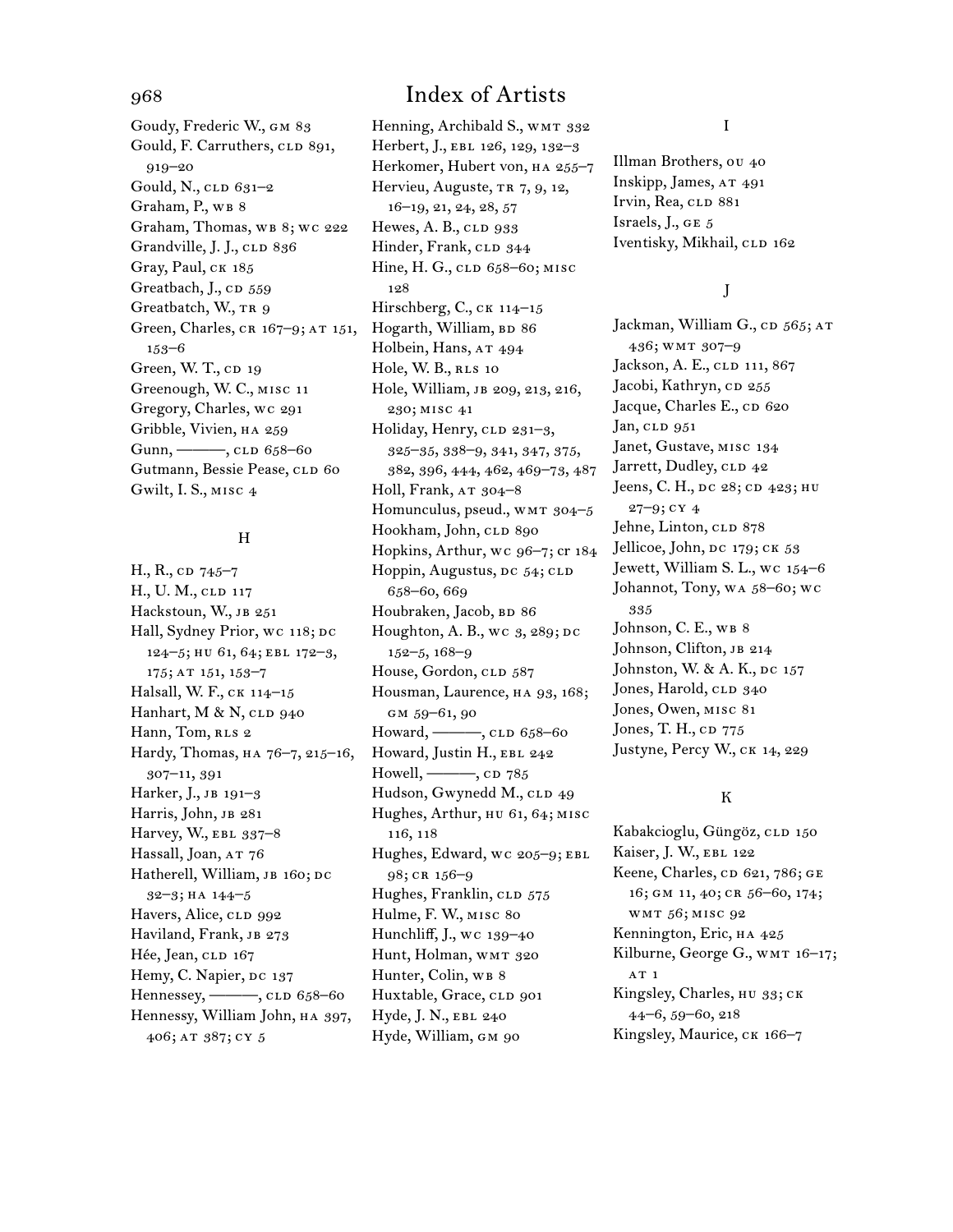# Index of Artists

Goudy, Frederic W., GM 83
Gould, F. Carruthers, CLD 891, 919–20
Gould, N., CLD 631–2
Graham, P., WB 8
Graham, Thomas, WB 8; WC 222
Grandville, J. J., CLD 836
Gray, Paul, CK 185
Greatbach, J., CD 559
Greatbatch, W., TR 9
Green, Charles, CR 167–9; AT 151, 153–6
Green, W. T., CD 19
Greenough, W. C., MISC 11
Gregory, Charles, WC 291
Gribble, Vivien, HA 259
Gunn, ———, CLD 658–60
Gutmann, Bessie Pease, CLD 60
Gwilt, I. S., MISC 4

## H

H., R., CD 745–7
H., U. M., CLD 117
Hackstoun, W., JB 251
Hall, Sydney Prior, WC 118; DC 124–5; HU 61, 64; EBL 172–3, 175; AT 151, 153–7
Halsall, W. F., CK 114–15
Hanhart, M & N, CLD 940
Hann, Tom, RLS 2
Hardy, Thomas, HA 76–7, 215–16, 307–11, 391
Harker, J., JB 191–3
Harris, John, JB 281
Harvey, W., EBL 337–8
Hassall, Joan, AT 76
Hatherell, William, JB 160; DC 32–3; HA 144–5
Havers, Alice, CLD 992
Haviland, Frank, JB 273
Hée, Jean, CLD 167
Hemy, C. Napier, DC 137
Hennessey, ———, CLD 658–60
Hennessy, William John, HA 397, 406; AT 387; CY 5
Henning, Archibald S., WMT 332
Herbert, J., EBL 126, 129, 132–3
Herkomer, Hubert von, HA 255–7
Hervieu, Auguste, TR 7, 9, 12, 16–19, 21, 24, 28, 57
Hewes, A. B., CLD 933
Hinder, Frank, CLD 344
Hine, H. G., CLD 658–60; MISC 128
Hirschberg, C., CK 114–15
Hogarth, William, BD 86
Holbein, Hans, AT 494
Hole, W. B., RLS 10
Hole, William, JB 209, 213, 216, 230; MISC 41
Holiday, Henry, CLD 231–3, 325–35, 338–9, 341, 347, 375, 382, 396, 444, 462, 469–73, 487
Holl, Frank, AT 304–8
Homunculus, pseud., WMT 304–5
Hookham, John, CLD 890
Hopkins, Arthur, WC 96–7; CR 184
Hoppin, Augustus, DC 54; CLD 658–60, 669
Houbraken, Jacob, BD 86
Houghton, A. B., WC 3, 289; DC 152–5, 168–9
House, Gordon, CLD 587
Housman, Laurence, HA 93, 168; GM 59–61, 90
Howard, ———, CLD 658–60
Howard, Justin H., EBL 242
Howell, ———, CD 785
Hudson, Gwynedd M., CLD 49
Hughes, Arthur, HU 61, 64; MISC 116, 118
Hughes, Edward, WC 205–9; EBL 98; CR 156–9
Hughes, Franklin, CLD 575
Hulme, F. W., MISC 80
Hunchliff, J., WC 139–40
Hunt, Holman, WMT 320
Hunter, Colin, WB 8
Huxtable, Grace, CLD 901
Hyde, J. N., EBL 240
Hyde, William, GM 90

## I

Illman Brothers, OU 40
Inskipp, James, AT 491
Irvin, Rea, CLD 881
Israels, J., GE 5
Iventisky, Mikhail, CLD 162

## J

Jackman, William G., CD 565; AT 436; WMT 307–9
Jackson, A. E., CLD 111, 867
Jacobi, Kathryn, CD 255
Jacque, Charles E., CD 620
Jan, CLD 951
Janet, Gustave, MISC 134
Jarrett, Dudley, CLD 42
Jeens, C. H., DC 28; CD 423; HU 27–9; CY 4
Jehne, Linton, CLD 878
Jellicoe, John, DC 179; CK 53
Jewett, William S. L., WC 154–6
Johannot, Tony, WA 58–60; WC 335
Johnson, C. E., WB 8
Johnson, Clifton, JB 214
Johnston, W. & A. K., DC 157
Jones, Harold, CLD 340
Jones, Owen, MISC 81
Jones, T. H., CD 775
Justyne, Percy W., CK 14, 229

## K

Kabakcioglu, Güngöz, CLD 150
Kaiser, J. W., EBL 122
Keene, Charles, CD 621, 786; GE 16; GM 11, 40; CR 56–60, 174; WMT 56; MISC 92
Kennington, Eric, HA 425
Kilburne, George G., WMT 16–17; AT 1
Kingsley, Charles, HU 33; CK 44–6, 59–60, 218
Kingsley, Maurice, CK 166–7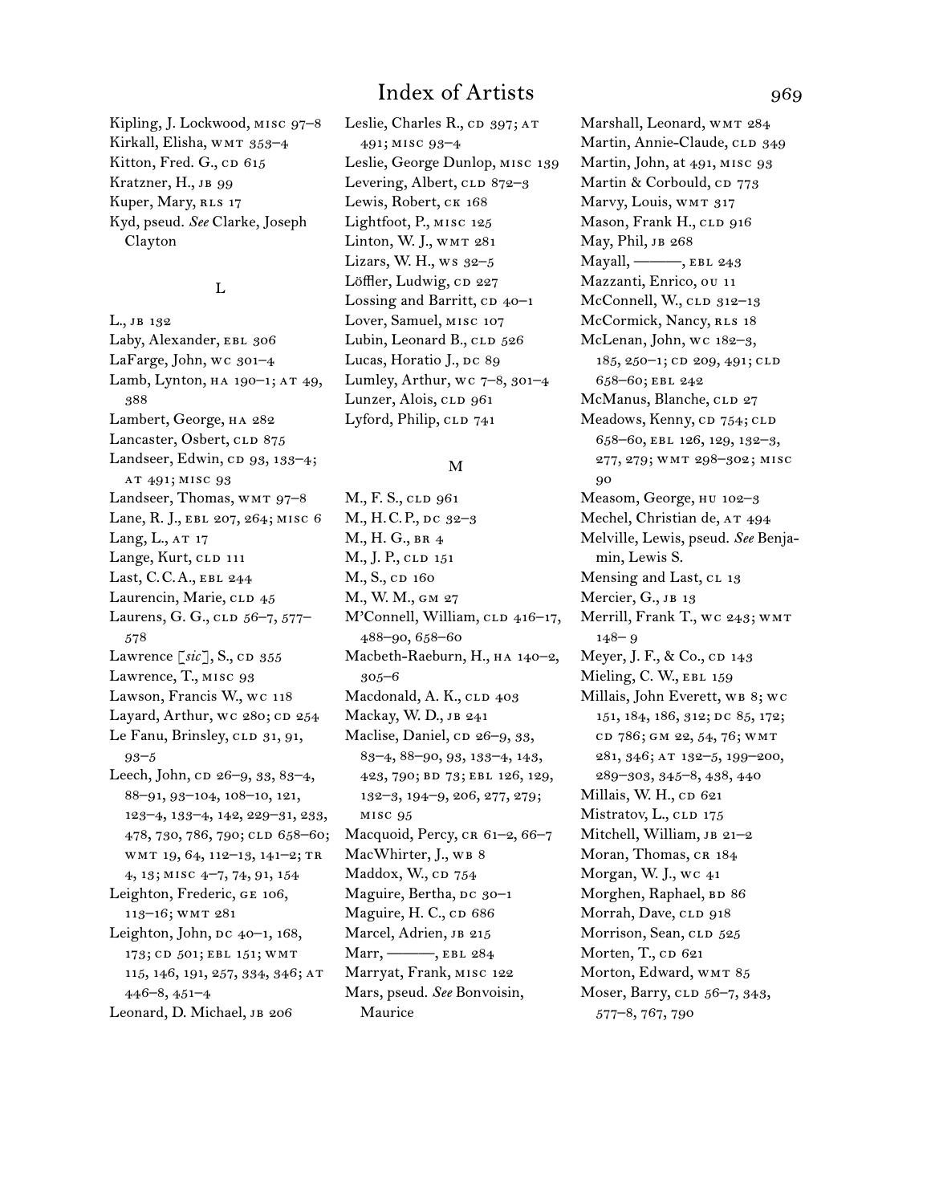# Index of Artists

Kipling, J. Lockwood, MISC 97–8
Kirkall, Elisha, WMT 353–4
Kitton, Fred. G., CD 615
Kratzner, H., JB 99
Kuper, Mary, RLS 17
Kyd, pseud. *See* Clarke, Joseph Clayton

## L

L., JB 132
Laby, Alexander, EBL 306
LaFarge, John, WC 301–4
Lamb, Lynton, HA 190–1; AT 49, 388
Lambert, George, HA 282
Lancaster, Osbert, CLD 875
Landseer, Edwin, CD 93, 133–4; AT 491; MISC 93
Landseer, Thomas, WMT 97–8
Lane, R. J., EBL 207, 264; MISC 6
Lang, L., AT 17
Lange, Kurt, CLD 111
Last, C. C. A., EBL 244
Laurencin, Marie, CLD 45
Laurens, G. G., CLD 56–7, 577–578
Lawrence [*sic*], S., CD 355
Lawrence, T., MISC 93
Lawson, Francis W., WC 118
Layard, Arthur, WC 280; CD 254
Le Fanu, Brinsley, CLD 31, 91, 93–5
Leech, John, CD 26–9, 33, 83–4, 88–91, 93–104, 108–10, 121, 123–4, 133–4, 142, 229–31, 233, 478, 730, 786, 790; CLD 658–60; WMT 19, 64, 112–13, 141–2; TR 4, 13; MISC 4–7, 74, 91, 154
Leighton, Frederic, GE 106, 113–16; WMT 281
Leighton, John, DC 40–1, 168, 173; CD 501; EBL 151; WMT 115, 146, 191, 257, 334, 346; AT 446–8, 451–4
Leonard, D. Michael, JB 206
Leslie, Charles R., CD 397; AT 491; MISC 93–4
Leslie, George Dunlop, MISC 139
Levering, Albert, CLD 872–3
Lewis, Robert, CK 168
Lightfoot, P., MISC 125
Linton, W. J., WMT 281
Lizars, W. H., WS 32–5
Löffler, Ludwig, CD 227
Lossing and Barritt, CD 40–1
Lover, Samuel, MISC 107
Lubin, Leonard B., CLD 526
Lucas, Horatio J., DC 89
Lumley, Arthur, WC 7–8, 301–4
Lunzer, Alois, CLD 961
Lyford, Philip, CLD 741

## M

M., F. S., CLD 961
M., H. C. P., DC 32–3
M., H. G., BR 4
M., J. P., CLD 151
M., S., CD 160
M., W. M., GM 27
M'Connell, William, CLD 416–17, 488–90, 658–60
Macbeth-Raeburn, H., HA 140–2, 305–6
Macdonald, A. K., CLD 403
Mackay, W. D., JB 241
Maclise, Daniel, CD 26–9, 33, 83–4, 88–90, 93, 133–4, 143, 423, 790; BD 73; EBL 126, 129, 132–3, 194–9, 206, 277, 279; MISC 95
Macquoid, Percy, CR 61–2, 66–7
MacWhirter, J., WB 8
Maddox, W., CD 754
Maguire, Bertha, DC 30–1
Maguire, H. C., CD 686
Marcel, Adrien, JB 215
Marr, ———, EBL 284
Marryat, Frank, MISC 122
Mars, pseud. *See* Bonvoisin, Maurice
Marshall, Leonard, WMT 284
Martin, Annie-Claude, CLD 349
Martin, John, at 491, MISC 93
Martin & Corbould, CD 773
Marvy, Louis, WMT 317
Mason, Frank H., CLD 916
May, Phil, JB 268
Mayall, ———, EBL 243
Mazzanti, Enrico, OU 11
McConnell, W., CLD 312–13
McCormick, Nancy, RLS 18
McLenan, John, WC 182–3, 185, 250–1; CD 209, 491; CLD 658–60; EBL 242
McManus, Blanche, CLD 27
Meadows, Kenny, CD 754; CLD 658–60, EBL 126, 129, 132–3, 277, 279; WMT 298–302; MISC 90
Measom, George, HU 102–3
Mechel, Christian de, AT 494
Melville, Lewis, pseud. *See* Benjamin, Lewis S.
Mensing and Last, CL 13
Mercier, G., JB 13
Merrill, Frank T., WC 243; WMT 148– 9
Meyer, J. F., & Co., CD 143
Mieling, C. W., EBL 159
Millais, John Everett, WB 8; WC 151, 184, 186, 312; DC 85, 172; CD 786; GM 22, 54, 76; WMT 281, 346; AT 132–5, 199–200, 289–303, 345–8, 438, 440
Millais, W. H., CD 621
Mistratov, L., CLD 175
Mitchell, William, JB 21–2
Moran, Thomas, CR 184
Morgan, W. J., WC 41
Morghen, Raphael, BD 86
Morrah, Dave, CLD 918
Morrison, Sean, CLD 525
Morten, T., CD 621
Morton, Edward, WMT 85
Moser, Barry, CLD 56–7, 343, 577–8, 767, 790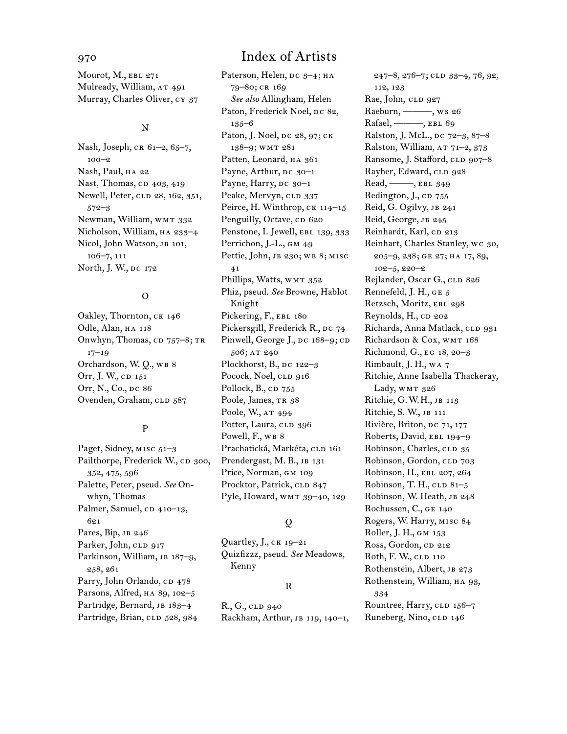# Index of Artists

Mourot, M., EBL 271
Mulready, William, AT 491
Murray, Charles Oliver, CY 37

## N

Nash, Joseph, CR 61–2, 65–7, 100–2
Nash, Paul, HA 22
Nast, Thomas, CD 403, 419
Newell, Peter, CLD 28, 162, 351, 572–3
Newman, William, WMT 332
Nicholson, William, HA 233–4
Nicol, John Watson, JB 101, 106–7, 111
North, J. W., DC 172

## O

Oakley, Thornton, CK 146
Odle, Alan, HA 118
Onwhyn, Thomas, CD 757–8; TR 17–19
Orchardson, W. Q., WB 8
Orr, J. W., CD 151
Orr, N., Co., DC 86
Ovenden, Graham, CLD 587

## P

Paget, Sidney, MISC 51–3
Pailthorpe, Frederick W., CD 300, 352, 475, 596
Palette, Peter, pseud. *See* Onwhyn, Thomas
Palmer, Samuel, CD 410–13, 621
Pares, Bip, JB 246
Parker, John, CLD 917
Parkinson, William, JB 187–9, 258, 261
Parry, John Orlando, CD 478
Parsons, Alfred, HA 89, 102–5
Partridge, Bernard, JB 183–4
Partridge, Brian, CLD 528, 984
Paterson, Helen, DC 3–4; HA 79–80; CR 169
*See also* Allingham, Helen
Paton, Frederick Noel, DC 82, 135–6
Paton, J. Noel, DC 28, 97; CK 138–9; WMT 281
Patten, Leonard, HA 361
Payne, Arthur, DC 30–1
Payne, Harry, DC 30–1
Peake, Mervyn, CLD 337
Peirce, H. Winthrop, CK 114–15
Penguilly, Octave, CD 620
Penstone, I. Jewell, EBL 139, 333
Perrichon, J.-L., GM 49
Pettie, John, JB 230; WB 8; MISC 41
Phillips, Watts, WMT 352
Phiz, pseud. *See* Browne, Hablot Knight
Pickering, F., EBL 180
Pickersgill, Frederick R., DC 74
Pinwell, George J., DC 168–9; CD 506; AT 240
Plockhorst, B., DC 122–3
Pocock, Noel, CLD 916
Pollock, B., CD 755
Poole, James, TR 38
Poole, W., AT 494
Potter, Laura, CLD 396
Powell, F., WB 8
Prachatická, Markéta, CLD 161
Prendergast, M. B., JB 131
Price, Norman, GM 109
Procktor, Patrick, CLD 847
Pyle, Howard, WMT 39–40, 129

## Q

Quartley, J., CK 19–21
Quizfizzz, pseud. *See* Meadows, Kenny

## R

R., G., CLD 940
Rackham, Arthur, JB 119, 140–1, 247–8, 276–7; CLD 33–4, 76, 92, 112, 123
Rae, John, CLD 927
Raeburn, ———, WS 26
Rafael, ———, EBL 69
Ralston, J. McL., DC 72–3, 87–8
Ralston, William, AT 71–2, 373
Ransome, J. Stafford, CLD 907–8
Rayher, Edward, CLD 928
Read, ———, EBL 349
Redington, J., CD 755
Reid, G. Ogilvy, JB 241
Reid, George, JB 245
Reinhardt, Karl, CD 213
Reinhart, Charles Stanley, WC 30, 205–9, 238; GE 27; HA 17, 89, 102–5, 220–2
Rejlander, Oscar G., CLD 826
Rennefeld, J. H., GE 5
Retzsch, Moritz, EBL 298
Reynolds, H., CD 202
Richards, Anna Matlack, CLD 931
Richardson & Cox, WMT 168
Richmond, G., EG 18, 20–3
Rimbault, J. H., WA 7
Ritchie, Anne Isabella Thackeray, Lady, WMT 326
Ritchie, G. W. H., JB 113
Ritchie, S. W., JB 111
Rivière, Briton, DC 71, 177
Roberts, David, EBL 194–9
Robinson, Charles, CLD 35
Robinson, Gordon, CLD 703
Robinson, H., EBL 207, 264
Robinson, T. H., CLD 81–5
Robinson, W. Heath, JB 248
Rochussen, C., GE 140
Rogers, W. Harry, MISC 84
Roller, J. H., GM 153
Ross, Gordon, CD 212
Roth, F. W., CLD 110
Rothenstein, Albert, JB 273
Rothenstein, William, HA 93, 334
Rountree, Harry, CLD 156–7
Runeberg, Nino, CLD 146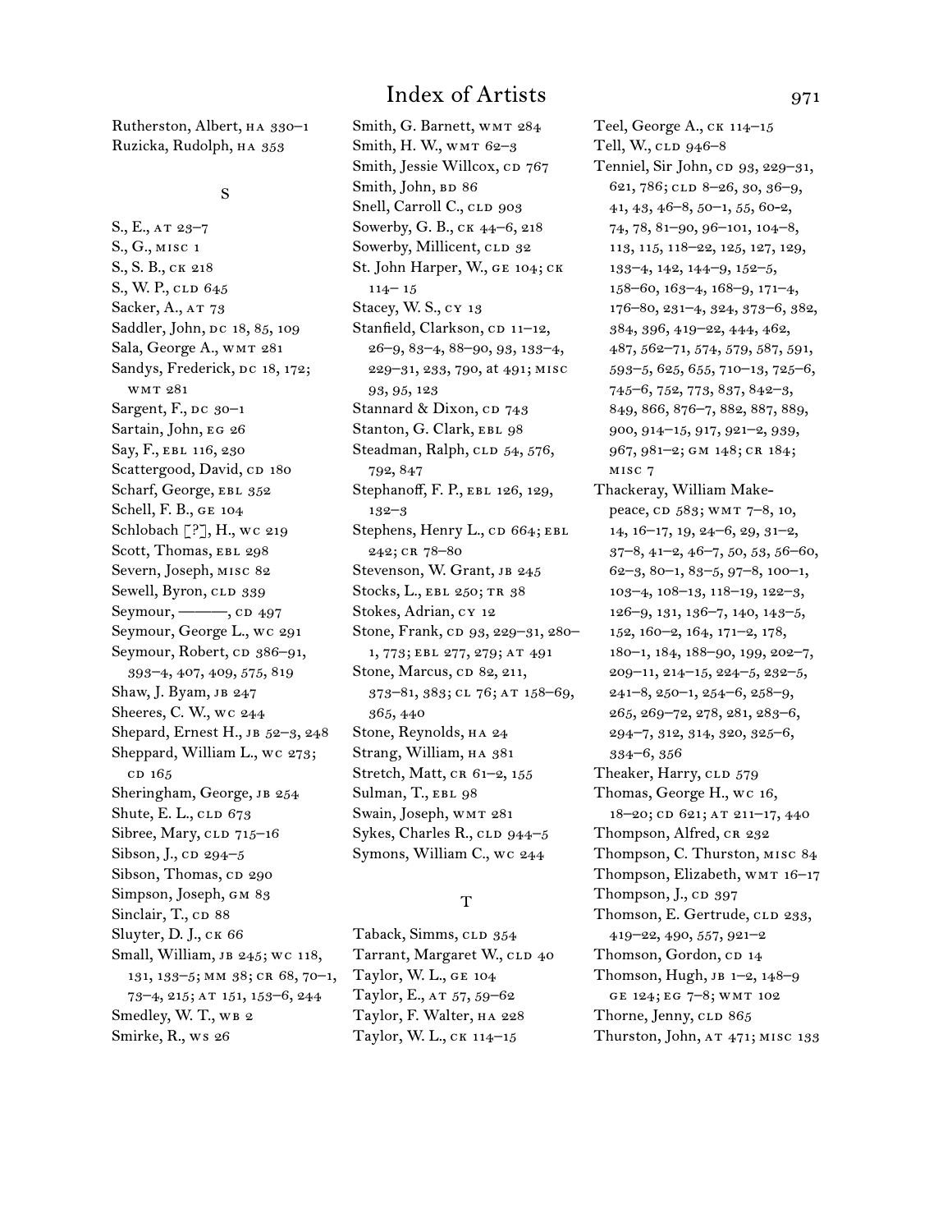# Index of Artists

Rutherston, Albert, HA 330–1
Ruzicka, Rudolph, HA 353

## S

S., E., AT 23–7
S., G., MISC 1
S., S. B., CK 218
S., W. P., CLD 645
Sacker, A., AT 73
Saddler, John, DC 18, 85, 109
Sala, George A., WMT 281
Sandys, Frederick, DC 18, 172; WMT 281
Sargent, F., DC 30–1
Sartain, John, EG 26
Say, F., EBL 116, 230
Scattergood, David, CD 180
Scharf, George, EBL 352
Schell, F. B., GE 104
Schlobach [?], H., WC 219
Scott, Thomas, EBL 298
Severn, Joseph, MISC 82
Sewell, Byron, CLD 339
Seymour, ———, CD 497
Seymour, George L., WC 291
Seymour, Robert, CD 386–91, 393–4, 407, 409, 575, 819
Shaw, J. Byam, JB 247
Sheeres, C. W., WC 244
Shepard, Ernest H., JB 52–3, 248
Sheppard, William L., WC 273; CD 165
Sheringham, George, JB 254
Shute, E. L., CLD 673
Sibree, Mary, CLD 715–16
Sibson, J., CD 294–5
Sibson, Thomas, CD 290
Simpson, Joseph, GM 83
Sinclair, T., CD 88
Sluyter, D. J., CK 66
Small, William, JB 245; WC 118, 131, 133–5; MM 38; CR 68, 70–1, 73–4, 215; AT 151, 153–6, 244
Smedley, W. T., WB 2
Smirke, R., WS 26
Smith, G. Barnett, WMT 284
Smith, H. W., WMT 62–3
Smith, Jessie Willcox, CD 767
Smith, John, BD 86
Snell, Carroll C., CLD 903
Sowerby, G. B., CK 44–6, 218
Sowerby, Millicent, CLD 32
St. John Harper, W., GE 104; CK 114– 15
Stacey, W. S., CY 13
Stanfield, Clarkson, CD 11–12, 26–9, 83–4, 88–90, 93, 133–4, 229–31, 233, 790, at 491; MISC 93, 95, 123
Stannard & Dixon, CD 743
Stanton, G. Clark, EBL 98
Steadman, Ralph, CLD 54, 576, 792, 847
Stephanoff, F. P., EBL 126, 129, 132–3
Stephens, Henry L., CD 664; EBL 242; CR 78–80
Stevenson, W. Grant, JB 245
Stocks, L., EBL 250; TR 38
Stokes, Adrian, CY 12
Stone, Frank, CD 93, 229–31, 280–1, 773; EBL 277, 279; AT 491
Stone, Marcus, CD 82, 211, 373–81, 383; CL 76; AT 158–69, 365, 440
Stone, Reynolds, HA 24
Strang, William, HA 381
Stretch, Matt, CR 61–2, 155
Sulman, T., EBL 98
Swain, Joseph, WMT 281
Sykes, Charles R., CLD 944–5
Symons, William C., WC 244

## T

Taback, Simms, CLD 354
Tarrant, Margaret W., CLD 40
Taylor, W. L., GE 104
Taylor, E., AT 57, 59–62
Taylor, F. Walter, HA 228
Taylor, W. L., CK 114–15
Teel, George A., CK 114–15
Tell, W., CLD 946–8
Tenniel, Sir John, CD 93, 229–31, 621, 786; CLD 8–26, 30, 36–9, 41, 43, 46–8, 50–1, 55, 60-2, 74, 78, 81–90, 96–101, 104–8, 113, 115, 118–22, 125, 127, 129, 133–4, 142, 144–9, 152–5, 158–60, 163–4, 168–9, 171–4, 176–80, 231–4, 324, 373–6, 382, 384, 396, 419–22, 444, 462, 487, 562–71, 574, 579, 587, 591, 593–5, 625, 655, 710–13, 725–6, 745–6, 752, 773, 837, 842–3, 849, 866, 876–7, 882, 887, 889, 900, 914–15, 917, 921–2, 939, 967, 981–2; GM 148; CR 184; MISC 7
Thackeray, William Makepeace, CD 583; WMT 7–8, 10, 14, 16–17, 19, 24–6, 29, 31–2, 37–8, 41–2, 46–7, 50, 53, 56–60, 62–3, 80–1, 83–5, 97–8, 100–1, 103–4, 108–13, 118–19, 122–3, 126–9, 131, 136–7, 140, 143–5, 152, 160–2, 164, 171–2, 178, 180–1, 184, 188–90, 199, 202–7, 209–11, 214–15, 224–5, 232–5, 241–8, 250–1, 254–6, 258–9, 265, 269–72, 278, 281, 283–6, 294–7, 312, 314, 320, 325–6, 334–6, 356
Theaker, Harry, CLD 579
Thomas, George H., WC 16, 18–20; CD 621; AT 211–17, 440
Thompson, Alfred, CR 232
Thompson, C. Thurston, MISC 84
Thompson, Elizabeth, WMT 16–17
Thompson, J., CD 397
Thomson, E. Gertrude, CLD 233, 419–22, 490, 557, 921–2
Thomson, Gordon, CD 14
Thomson, Hugh, JB 1–2, 148–9 GE 124; EG 7–8; WMT 102
Thorne, Jenny, CLD 865
Thurston, John, AT 471; MISC 133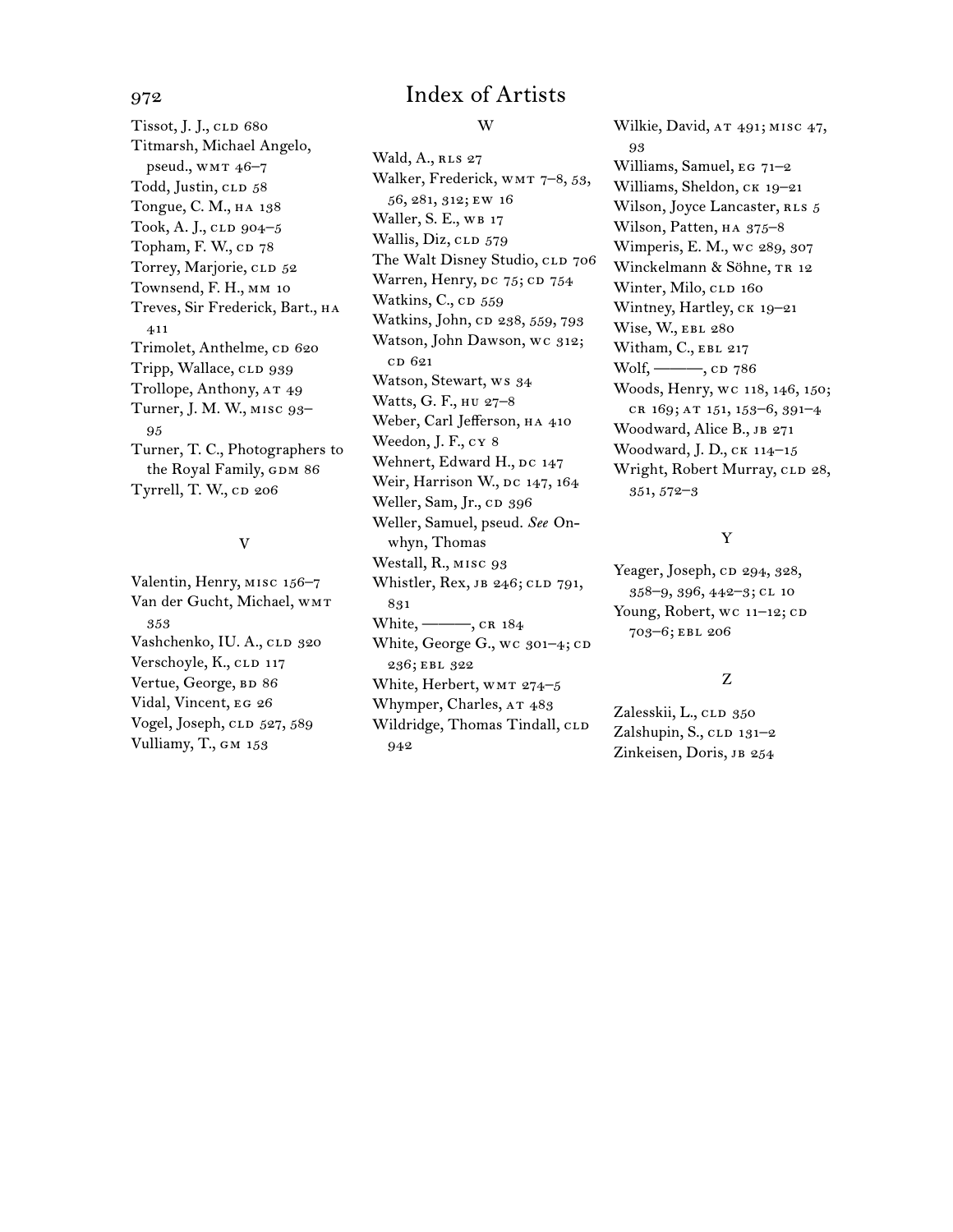# Index of Artists

Tissot, J. J., CLD 680
Titmarsh, Michael Angelo, pseud., WMT 46–7
Todd, Justin, CLD 58
Tongue, C. M., HA 138
Took, A. J., CLD 904–5
Topham, F. W., CD 78
Torrey, Marjorie, CLD 52
Townsend, F. H., MM 10
Treves, Sir Frederick, Bart., HA 411
Trimolet, Anthelme, CD 620
Tripp, Wallace, CLD 939
Trollope, Anthony, AT 49
Turner, J. M. W., MISC 93–95
Turner, T. C., Photographers to the Royal Family, GDM 86
Tyrrell, T. W., CD 206

## V

Valentin, Henry, MISC 156–7
Van der Gucht, Michael, WMT 353
Vashchenko, IU. A., CLD 320
Verschoyle, K., CLD 117
Vertue, George, BD 86
Vidal, Vincent, EG 26
Vogel, Joseph, CLD 527, 589
Vulliamy, T., GM 153

## W

Wald, A., RLS 27
Walker, Frederick, WMT 7–8, 53, 56, 281, 312; EW 16
Waller, S. E., WB 17
Wallis, Diz, CLD 579
The Walt Disney Studio, CLD 706
Warren, Henry, DC 75; CD 754
Watkins, C., CD 559
Watkins, John, CD 238, 559, 793
Watson, John Dawson, WC 312; CD 621
Watson, Stewart, WS 34
Watts, G. F., HU 27–8
Weber, Carl Jefferson, HA 410
Weedon, J. F., CY 8
Wehnert, Edward H., DC 147
Weir, Harrison W., DC 147, 164
Weller, Sam, Jr., CD 396
Weller, Samuel, pseud. *See* Onwhyn, Thomas
Westall, R., MISC 93
Whistler, Rex, JB 246; CLD 791, 831
White, ———, CR 184
White, George G., WC 301–4; CD 236; EBL 322
White, Herbert, WMT 274–5
Whymper, Charles, AT 483
Wildridge, Thomas Tindall, CLD 942
Wilkie, David, AT 491; MISC 47, 93
Williams, Samuel, EG 71–2
Williams, Sheldon, CK 19–21
Wilson, Joyce Lancaster, RLS 5
Wilson, Patten, HA 375–8
Wimperis, E. M., WC 289, 307
Winckelmann & Söhne, TR 12
Winter, Milo, CLD 160
Wintney, Hartley, CK 19–21
Wise, W., EBL 280
Witham, C., EBL 217
Wolf, ———, CD 786
Woods, Henry, WC 118, 146, 150; CR 169; AT 151, 153–6, 391–4
Woodward, Alice B., JB 271
Woodward, J. D., CK 114–15
Wright, Robert Murray, CLD 28, 351, 572–3

## Y

Yeager, Joseph, CD 294, 328, 358–9, 396, 442–3; CL 10
Young, Robert, WC 11–12; CD 703–6; EBL 206

## Z

Zalesskii, L., CLD 350
Zalshupin, S., CLD 131–2
Zinkeisen, Doris, JB 254